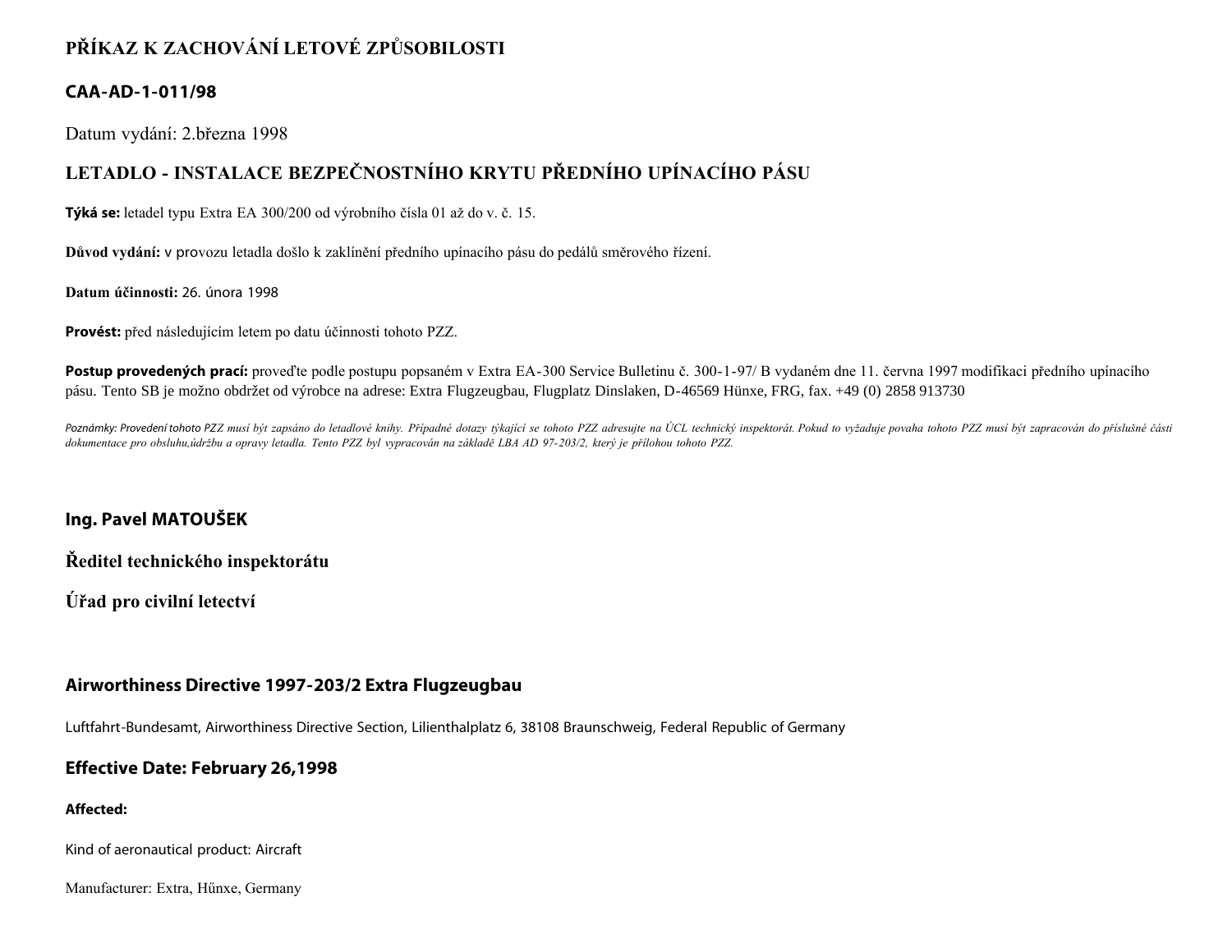# PŘÍKAZ K ZACHOVÁNÍ LETOVÉ ZPŮSOBILOSTI

## CAA-AD-1-011/98

Datum vydání: 2.března 1998

## LETADLO - INSTALACE BEZPEČNOSTNÍHO KRYTU PŘEDNÍHO UPÍNACÍHO PÁSU

**Týká se:** letadel typu Extra EA 300/200 od výrobního čísla 01 až do v. č. 15.

**Důvod vydání:** v provozu letadla došlo k zaklínění předního upínacího pásu do pedálů směrového řízení.

**Datum účinnosti:** 26. února 1998

**Provést:** před následujícím letem po datu účinnosti tohoto PZZ.

**Postup provedených prací:** proveďte podle postupu popsaném v Extra EA-300 Service Bulletinu č. 300-1-97/ B vydaném dne 11. června 1997 modifikaci předního upínacího pásu. Tento SB je možno obdržet od výrobce na adrese: Extra Flugzeugbau, Flugplatz Dinslaken, D-46569 Hünxe, FRG, fax. +49 (0) 2858 913730

*Poznámky: Provedení tohoto PZZ musí být zapsáno do letadlové knihy. Případné dotazy týkající se tohoto PZZ adresujte na ÚCL technický inspektorát. Pokud to vyžaduje povaha tohoto PZZ musí být zapracován do příslušné části dokumentace pro obsluhu,údržbu a opravy letadla. Tento PZZ byl vypracován na základě LBA AD 97-203/2, který je přílohou tohoto PZZ.*

**Ing. Pavel MATOUŠEK**

**Ředitel technického inspektorátu**

**Úřad pro civilní letectví**

## Airworthiness Directive 1997-203/2 Extra Flugzeugbau

Luftfahrt-Bundesamt, Airworthiness Directive Section, Lilienthalplatz 6, 38108 Braunschweig, Federal Republic of Germany

### Effective Date: February 26,1998

**Affected:**

Kind of aeronautical product: Aircraft

Manufacturer: Extra, Hűnxe, Germany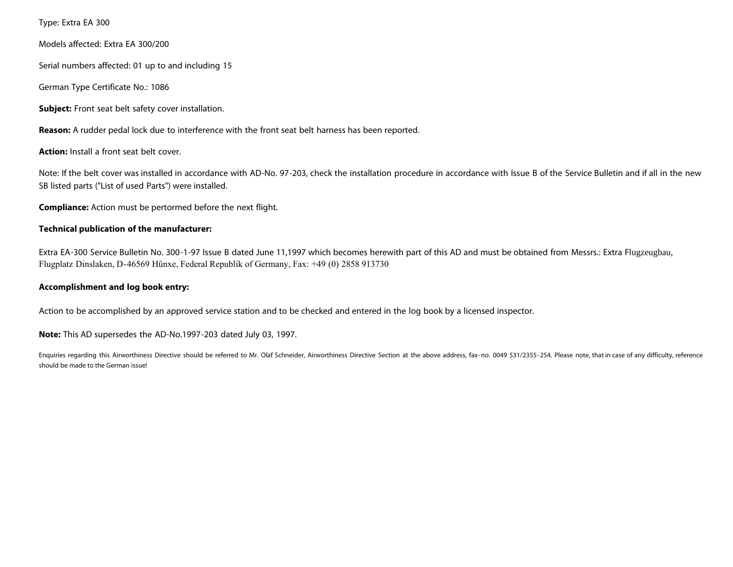Type: Extra EA 300

Models affected: Extra EA 300/200

Serial numbers affected: 01 up to and including 15

German Type Certificate No.: 1086

**Subject:** Front seat belt safety cover installation.

**Reason:** A rudder pedal lock due to interference with the front seat belt harness has been reported.

**Action:** Install a front seat belt cover.

Note: If the belt cover was installed in accordance with AD-No. 97-203, check the installation procedure in accordance with Issue B of the Service Bulletin and if all in the new SB listed parts ("List of used Parts") were installed.

**Compliance:** Action must be pertormed before the next flight.

**Technical publication of the manufacturer:**

Extra EA-300 Service Bulletin No. 300-1-97 Issue B dated June 11,1997 which becomes herewith part of this AD and must be obtained from Messrs.: Extra Flugzeugbau, Flugplatz Dinslaken, D-46569 Hűnxe, Federal Republik of Germany, Fax: +49 (0) 2858 913730

**Accomplishment and log book entry:**

Action to be accomplished by an approved service station and to be checked and entered in the log book by a licensed inspector.

**Note:** This AD supersedes the AD-No.1997-203 dated July 03, 1997.

Enquiries regarding this Airworthiness Directive should be referred to Mr. Olaf Schneider, Airworthiness Directive Section at the above address, fax-no. 0049 531/2355-254. Please note, that in case of any difficulty, reference should be made to the German issue!